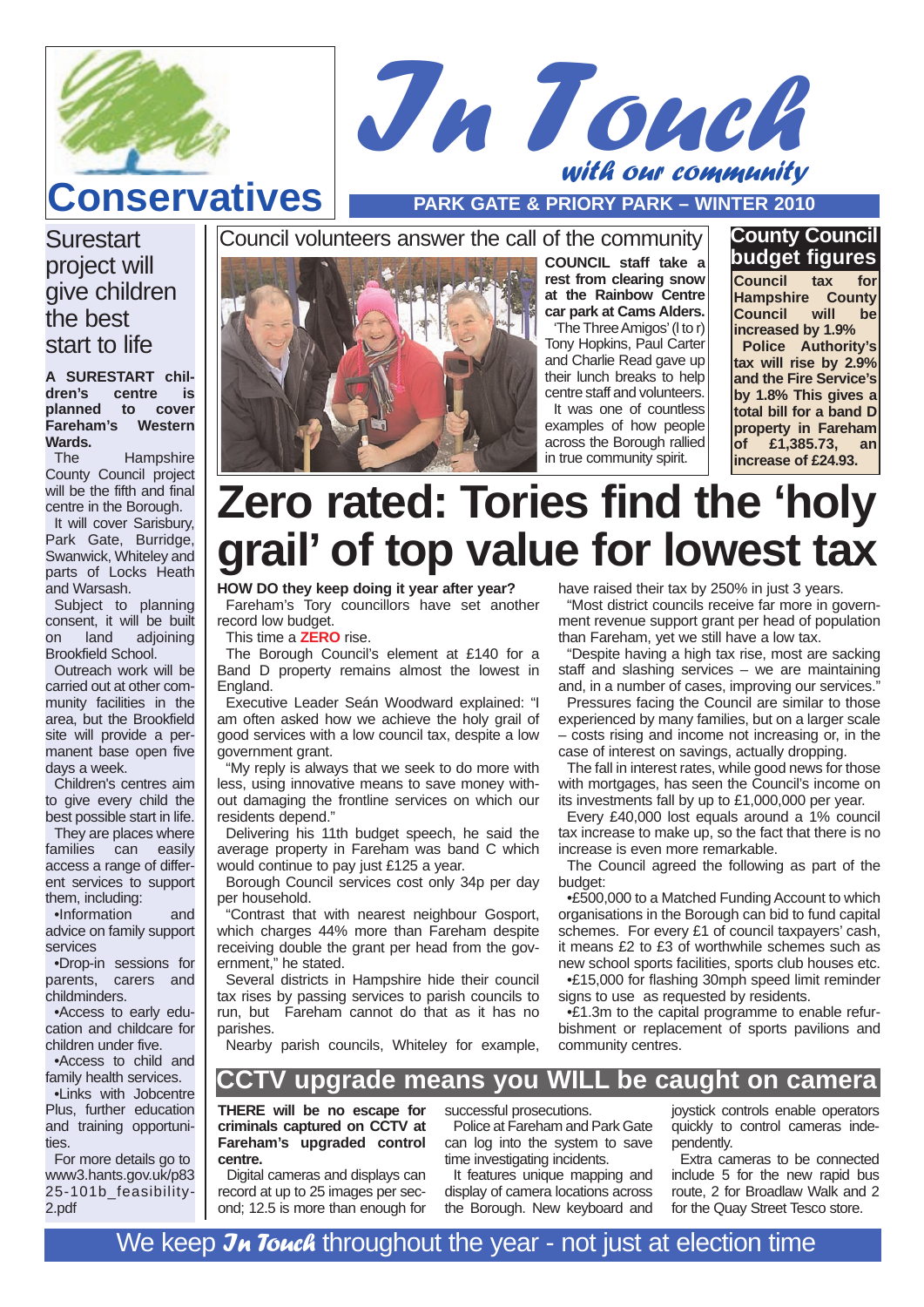# Conservatives

# *In Touch with our community*

**PARK GATE & PRIORY PARK – WINTER 2010**

## Surestart project will give children the best start to life

**A SURESTART children's centre is planned to cover Fareham's Western Wards.**

The Hampshire County Council project will be the fifth and final centre in the Borough.

It will cover Sarisbury, Park Gate, Burridge, Swanwick, Whiteley and parts of Locks Heath and Warsash.

Subject to planning consent, it will be built on land adjoining Brookfield School.

Outreach work will be carried out at other community facilities in the area, but the Brookfield site will provide a permanent base open five days a week.

Children's centres aim to give every child the best possible start in life.

They are places where families can easily access a range of different services to support them, including:

- Information and advice on family support services
- Drop-in sessions for parents, carers and childminders.
- Access to early education and childcare for children under five.
- Access to child and family health services.
- Links with Jobcentre Plus, further education and training opportunities.

For more details go to www3.hants.gov.uk/p83 25-101b_feasibility-2.pdf

## Council volunteers answer the call of the community

**COUNCIL staff take a rest from clearing snow at the Rainbow Centre car park at Cams Alders.**

'The Three Amigos' (l to r) Tony Hopkins, Paul Carter and Charlie Read gave up their lunch breaks to help centre staff and volunteers.

It was one of countless examples of how people across the Borough rallied in true community spirit.

## County Council budget figures

**Council tax for Hampshire County Council will be increased by 1.9%**

**Police Authority's tax will rise by 2.9% and the Fire Service's by 1.8% This gives a total bill for a band D property in Fareham of £1,385.73, an increase of £24.93.**

# Zero rated: Tories find the 'holy grail' of top value for lowest tax

**HOW DO they keep doing it year after year?**

Fareham's Tory councillors have set another record low budget.

This time a **ZERO** rise.

The Borough Council's element at £140 for a Band D property remains almost the lowest in England.

Executive Leader Seán Woodward explained: "I am often asked how we achieve the holy grail of good services with a low council tax, despite a low government grant.

"My reply is always that we seek to do more with less, using innovative means to save money without damaging the frontline services on which our residents depend."

Delivering his 11th budget speech, he said the average property in Fareham was band C which would continue to pay just £125 a year.

Borough Council services cost only 34p per day per household.

"Contrast that with nearest neighbour Gosport, which charges 44% more than Fareham despite receiving double the grant per head from the government," he stated.

Several districts in Hampshire hide their council tax rises by passing services to parish councils to run, but Fareham cannot do that as it has no parishes.

Nearby parish councils, Whiteley for example, have raised their tax by 250% in just 3 years.

"Most district councils receive far more in government revenue support grant per head of population than Fareham, yet we still have a low tax.

"Despite having a high tax rise, most are sacking staff and slashing services – we are maintaining and, in a number of cases, improving our services."

Pressures facing the Council are similar to those experienced by many families, but on a larger scale – costs rising and income not increasing or, in the case of interest on savings, actually dropping.

The fall in interest rates, while good news for those with mortgages, has seen the Council's income on its investments fall by up to £1,000,000 per year.

Every £40,000 lost equals around a 1% council tax increase to make up, so the fact that there is no increase is even more remarkable.

The Council agreed the following as part of the budget:

- £500,000 to a Matched Funding Account to which organisations in the Borough can bid to fund capital schemes. For every £1 of council taxpayers' cash, it means £2 to £3 of worthwhile schemes such as new school sports facilities, sports club houses etc.
- £15,000 for flashing 30mph speed limit reminder signs to use as requested by residents.
- £1.3m to the capital programme to enable refurbishment or replacement of sports pavilions and community centres.

## CCTV upgrade means you WILL be caught on camera

**THERE will be no escape for criminals captured on CCTV at Fareham's upgraded control centre.**

Digital cameras and displays can record at up to 25 images per second; 12.5 is more than enough for successful prosecutions.

Police at Fareham and Park Gate can log into the system to save time investigating incidents.

It features unique mapping and display of camera locations across the Borough. New keyboard and joystick controls enable operators quickly to control cameras independently.

Extra cameras to be connected include 5 for the new rapid bus route, 2 for Broadlaw Walk and 2 for the Quay Street Tesco store.

We keep *In Touch* throughout the year - not just at election time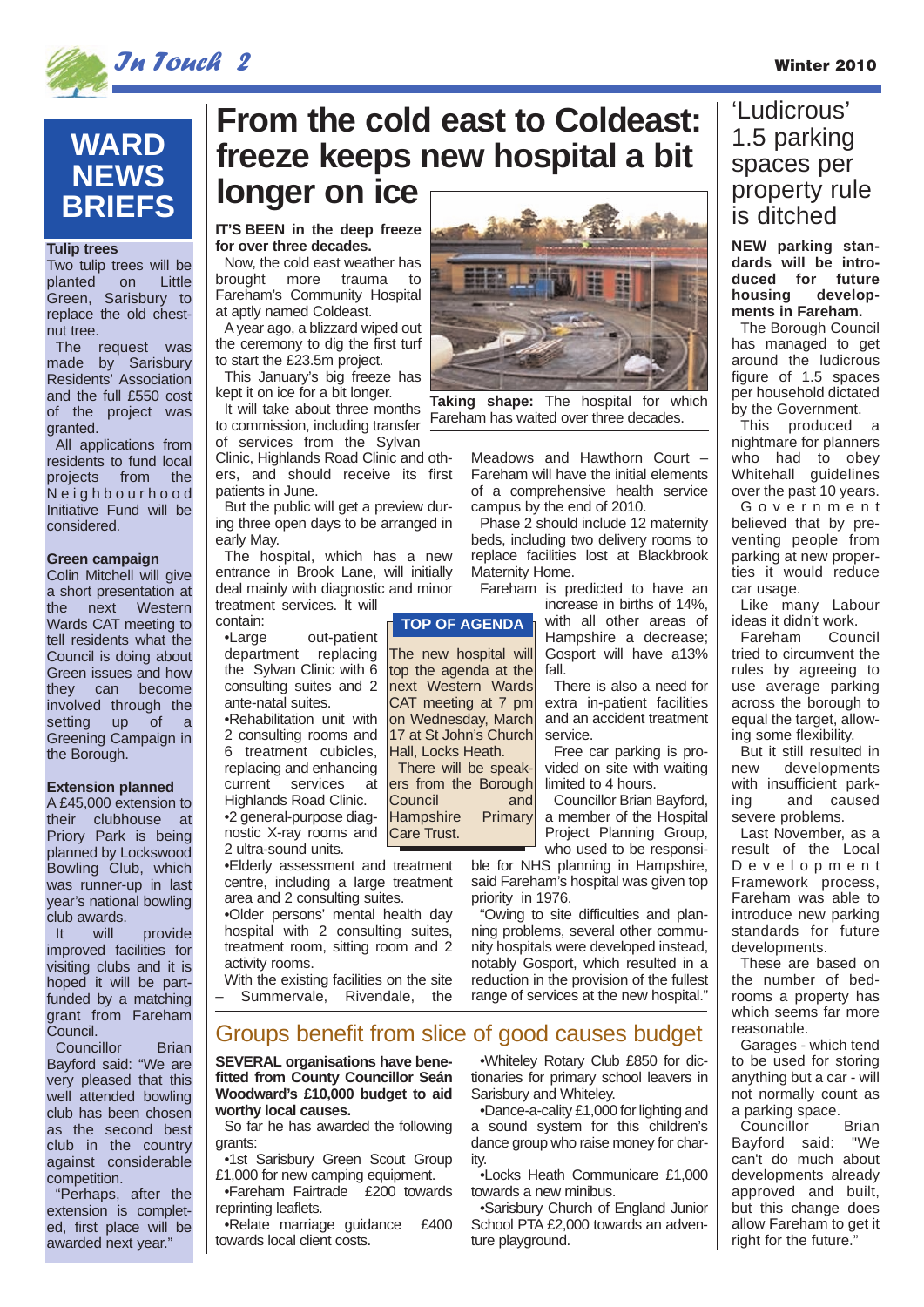# WARD NEWS BRIEFS

**Tulip trees**

Two tulip trees will be planted on Little Green, Sarisbury to replace the old chestnut tree.

The request was made by Sarisbury Residents' Association and the full £550 cost of the project was granted.

All applications from residents to fund local projects from the Neighbourhood Initiative Fund will be considered.

**Green campaign**

Colin Mitchell will give a short presentation at the next Western Wards CAT meeting to tell residents what the Council is doing about Green issues and how they can become involved through the setting up of a Greening Campaign in the Borough.

**Extension planned**

A £45,000 extension to their clubhouse at Priory Park is being planned by Lockswood Bowling Club, which was runner-up in last year's national bowling club awards.

It will provide improved facilities for visiting clubs and it is hoped it will be part-funded by a matching grant from Fareham Council.

Councillor Brian Bayford said: "We are very pleased that this well attended bowling club has been chosen as the second best club in the country against considerable competition.

"Perhaps, after the extension is completed, first place will be awarded next year."

# From the cold east to Coldeast: freeze keeps new hospital a bit longer on ice

**IT'S BEEN in the deep freeze for over three decades.**

Now, the cold east weather has brought more trauma to Fareham's Community Hospital at aptly named Coldeast.

A year ago, a blizzard wiped out the ceremony to dig the first turf to start the £23.5m project.

This January's big freeze has kept it on ice for a bit longer.

It will take about three months to commission, including transfer of services from the Sylvan Clinic, Highlands Road Clinic and others, and should receive its first patients in June.

But the public will get a preview during three open days to be arranged in early May.

The hospital, which has a new entrance in Brook Lane, will initially deal mainly with diagnostic and minor treatment services. It will contain:

- Large out-patient department replacing the Sylvan Clinic with 6 consulting suites and 2 ante-natal suites.
- Rehabilitation unit with 2 consulting rooms and 6 treatment cubicles, replacing and enhancing current services at Highlands Road Clinic.
- 2 general-purpose diagnostic X-ray rooms and 2 ultra-sound units.
- Elderly assessment and treatment centre, including a large treatment area and 2 consulting suites.
- Older persons' mental health day hospital with 2 consulting suites, treatment room, sitting room and 2 activity rooms.

With the existing facilities on the site – Summervale, Rivendale, the Meadows and Hawthorn Court – Fareham will have the initial elements of a comprehensive health service campus by the end of 2010.

Phase 2 should include 12 maternity beds, including two delivery rooms to replace facilities lost at Blackbrook Maternity Home.

Fareham is predicted to have an increase in births of 14%, with all other areas of Hampshire a decrease; Gosport will have a13% fall.

There is also a need for extra in-patient facilities and an accident treatment service.

Free car parking is provided on site with waiting limited to 4 hours.

Councillor Brian Bayford, a member of the Hospital Project Planning Group, who used to be responsible for NHS planning in Hampshire, said Fareham's hospital was given top priority in 1976.

"Owing to site difficulties and planning problems, several other community hospitals were developed instead, notably Gosport, which resulted in a reduction in the provision of the fullest range of services at the new hospital."

**Taking shape:** The hospital for which Fareham has waited over three decades.

**TOP OF AGENDA**

The new hospital will top the agenda at the next Western Wards CAT meeting at 7 pm on Wednesday, March 17 at St John's Church Hall, Locks Heath.

There will be speakers from the Borough Council and Hampshire Primary Care Trust.

## Groups benefit from slice of good causes budget

**SEVERAL organisations have benefitted from County Councillor Seán Woodward's £10,000 budget to aid worthy local causes.**

So far he has awarded the following grants:

- 1st Sarisbury Green Scout Group £1,000 for new camping equipment.
- Fareham Fairtrade £200 towards reprinting leaflets.
- Relate marriage guidance £400 towards local client costs.
- Whiteley Rotary Club £850 for dictionaries for primary school leavers in Sarisbury and Whiteley.
- Dance-a-cality £1,000 for lighting and a sound system for this children's dance group who raise money for charity.
- Locks Heath Communicare £1,000 towards a new minibus.
- Sarisbury Church of England Junior School PTA £2,000 towards an adventure playground.

# 'Ludicrous' 1.5 parking spaces per property rule is ditched

**NEW parking standards will be introduced for future housing developments in Fareham.**

The Borough Council has managed to get around the ludicrous figure of 1.5 spaces per household dictated by the Government.

This produced a nightmare for planners who had to obey Whitehall guidelines over the past 10 years.

Government believed that by preventing people from parking at new properties it would reduce car usage.

Like many Labour ideas it didn't work.

Fareham Council tried to circumvent the rules by agreeing to use average parking across the borough to equal the target, allowing some flexibility.

But it still resulted in new developments with insufficient parking and caused severe problems.

Last November, as a result of the Local Development Framework process, Fareham was able to introduce new parking standards for future developments.

These are based on the number of bedrooms a property has which seems far more reasonable.

Garages - which tend to be used for storing anything but a car - will not normally count as a parking space.

Councillor Brian Bayford said: "We can't do much about developments already approved and built, but this change does allow Fareham to get it right for the future."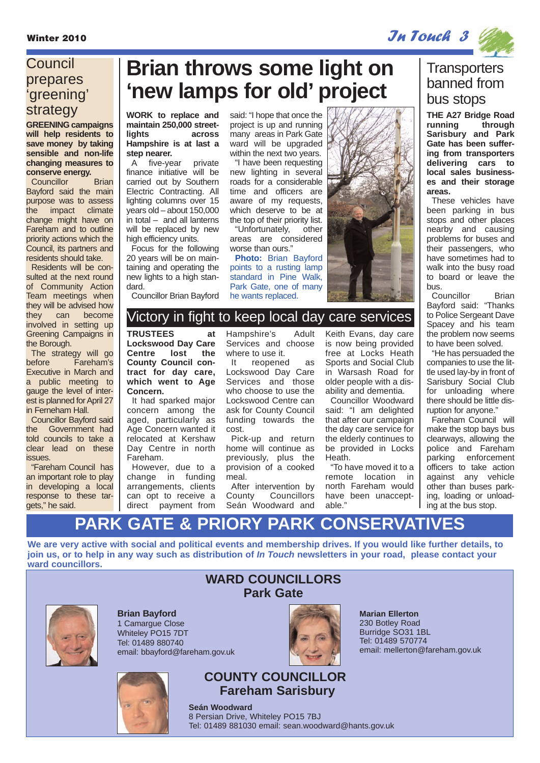## Council prepares 'greening' strategy

**GREENING campaigns will help residents to save money by taking sensible and non-life changing measures to conserve energy.**

Councillor Brian Bayford said the main purpose was to assess the impact climate change might have on Fareham and to outline priority actions which the Council, its partners and residents should take.

Residents will be consulted at the next round of Community Action Team meetings when they will be advised how they can become involved in setting up Greening Campaigns in the Borough.

The strategy will go before Fareham's Executive in March and a public meeting to gauge the level of interest is planned for April 27 in Ferneham Hall.

Councillor Bayford said the Government had told councils to take a clear lead on these issues.

"Fareham Council has an important role to play in developing a local response to these targets," he said.

# Brian throws some light on 'new lamps for old' project

**WORK to replace and maintain 250,000 street-lights across Hampshire is at last a step nearer.**

A five-year private finance initiative will be carried out by Southern Electric Contracting. All lighting columns over 15 years old – about 150,000 in total – and all lanterns will be replaced by new high efficiency units.

Focus for the following 20 years will be on maintaining and operating the new lights to a high standard.

Councillor Brian Bayford said: "I hope that once the project is up and running many areas in Park Gate ward will be upgraded within the next two years.

"I have been requesting new lighting in several roads for a considerable time and officers are aware of my requests, which deserve to be at the top of their priority list.

"Unfortunately, other areas are considered worse than ours."

**Photo:** Brian Bayford points to a rusting lamp standard in Pine Walk, Park Gate, one of many he wants replaced.

## Victory in fight to keep local day care services

**TRUSTEES at Lockswood Day Care Centre lost the County Council contract for day care, which went to Age Concern.**

It had sparked major concern among the aged, particularly as Age Concern wanted it relocated at Kershaw Day Centre in north Fareham.

However, due to a change in funding arrangements, clients can opt to receive a direct payment from Hampshire's Adult Services and choose where to use it.

It reopened as Lockswood Day Care Services and those who choose to use the Lockswood Centre can ask for County Council funding towards the cost.

Pick-up and return home will continue as previously, plus the provision of a cooked meal.

After intervention by County Councillors Seán Woodward and Keith Evans, day care is now being provided free at Locks Heath Sports and Social Club in Warsash Road for older people with a disability and dementia.

Councillor Woodward said: "I am delighted that after our campaign the day care service for the elderly continues to be provided in Locks Heath.

"To have moved it to a remote location in north Fareham would have been unacceptable."

## Transporters banned from bus stops

**THE A27 Bridge Road running through Sarisbury and Park Gate has been suffering from transporters delivering cars to local sales businesses and their storage areas.**

These vehicles have been parking in bus stops and other places nearby and causing problems for buses and their passengers, who have sometimes had to walk into the busy road to board or leave the bus.

Councillor Brian Bayford said: "Thanks to Police Sergeant Dave Spacey and his team the problem now seems to have been solved.

"He has persuaded the companies to use the little used lay-by in front of Sarisbury Social Club for unloading where there should be little disruption for anyone."

Fareham Council will make the stop bays bus clearways, allowing the police and Fareham parking enforcement officers to take action against any vehicle other than buses parking, loading or unloading at the bus stop.

# PARK GATE & PRIORY PARK CONSERVATIVES

**We are very active with social and political events and membership drives. If you would like further details, to join us, or to help in any way such as distribution of *In Touch* newsletters in your road, please contact your ward councillors.**

## WARD COUNCILLORS
## Park Gate

**Brian Bayford**
1 Camargue Close
Whiteley PO15 7DT
Tel: 01489 880740
email: bbayford@fareham.gov.uk

**Marian Ellerton**
230 Botley Road
Burridge SO31 1BL
Tel: 01489 570774
email: mellerton@fareham.gov.uk

## COUNTY COUNCILLOR
## Fareham Sarisbury

**Seán Woodward**
8 Persian Drive, Whiteley PO15 7BJ
Tel: 01489 881030 email: sean.woodward@hants.gov.uk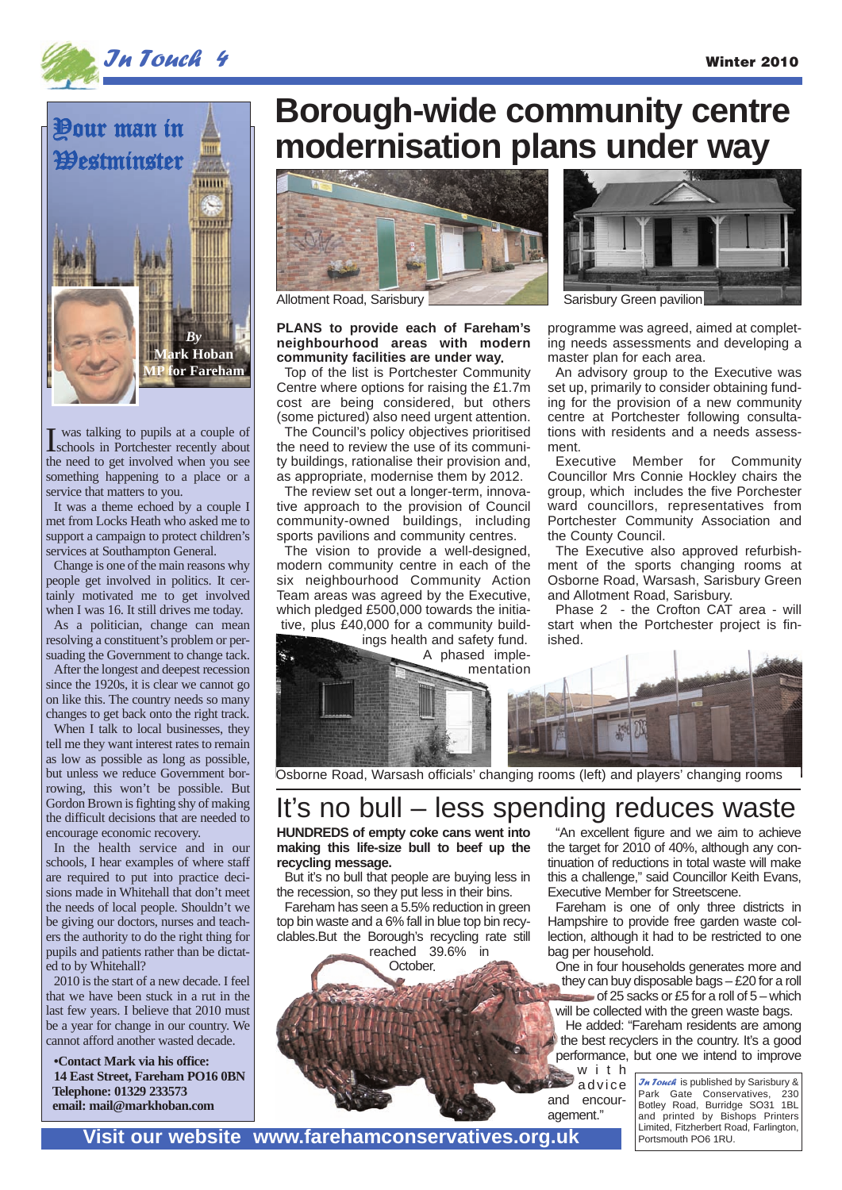# Your man in Westminster

*By* **Mark Hoban MP for Fareham**

I was talking to pupils at a couple of schools in Portchester recently about the need to get involved when you see something happening to a place or a service that matters to you.

It was a theme echoed by a couple I met from Locks Heath who asked me to support a campaign to protect children's services at Southampton General.

Change is one of the main reasons why people get involved in politics. It certainly motivated me to get involved when I was 16. It still drives me today.

As a politician, change can mean resolving a constituent's problem or persuading the Government to change tack.

After the longest and deepest recession since the 1920s, it is clear we cannot go on like this. The country needs so many changes to get back onto the right track.

When I talk to local businesses, they tell me they want interest rates to remain as low as possible as long as possible, but unless we reduce Government borrowing, this won't be possible. But Gordon Brown is fighting shy of making the difficult decisions that are needed to encourage economic recovery.

In the health service and in our schools, I hear examples of where staff are required to put into practice decisions made in Whitehall that don't meet the needs of local people. Shouldn't we be giving our doctors, nurses and teachers the authority to do the right thing for pupils and patients rather than be dictated to by Whitehall?

2010 is the start of a new decade. I feel that we have been stuck in a rut in the last few years. I believe that 2010 must be a year for change in our country. We cannot afford another wasted decade.

**•Contact Mark via his office:**
**14 East Street, Fareham PO16 0BN**
**Telephone: 01329 233573**
**email: mail@markhoban.com**

# Borough-wide community centre modernisation plans under way

Allotment Road, Sarisbury

Sarisbury Green pavilion

**PLANS to provide each of Fareham's neighbourhood areas with modern community facilities are under way.**

Top of the list is Portchester Community Centre where options for raising the £1.7m cost are being considered, but others (some pictured) also need urgent attention.

The Council's policy objectives prioritised the need to review the use of its community buildings, rationalise their provision and, as appropriate, modernise them by 2012.

The review set out a longer-term, innovative approach to the provision of Council community-owned buildings, including sports pavilions and community centres.

The vision to provide a well-designed, modern community centre in each of the six neighbourhood Community Action Team areas was agreed by the Executive, which pledged £500,000 towards the initiative, plus £40,000 for a community buildings health and safety fund.

A phased implementation programme was agreed, aimed at completing needs assessments and developing a master plan for each area.

An advisory group to the Executive was set up, primarily to consider obtaining funding for the provision of a new community centre at Portchester following consultations with residents and a needs assessment.

Executive Member for Community Councillor Mrs Connie Hockley chairs the group, which includes the five Porchester ward councillors, representatives from Portchester Community Association and the County Council.

The Executive also approved refurbishment of the sports changing rooms at Osborne Road, Warsash, Sarisbury Green and Allotment Road, Sarisbury.

Phase 2 - the Crofton CAT area - will start when the Portchester project is finished.

Osborne Road, Warsash officials' changing rooms (left) and players' changing rooms

# It's no bull – less spending reduces waste

**HUNDREDS of empty coke cans went into making this life-size bull to beef up the recycling message.**

But it's no bull that people are buying less in the recession, so they put less in their bins.

Fareham has seen a 5.5% reduction in green top bin waste and a 6% fall in blue top bin recyclables.But the Borough's recycling rate still reached 39.6% in October.

"An excellent figure and we aim to achieve the target for 2010 of 40%, although any continuation of reductions in total waste will make this a challenge," said Councillor Keith Evans, Executive Member for Streetscene.

Fareham is one of only three districts in Hampshire to provide free garden waste collection, although it had to be restricted to one bag per household.

One in four households generates more and they can buy disposable bags – £20 for a roll of 25 sacks or £5 for a roll of 5 – which will be collected with the green waste bags.

He added: "Fareham residents are among the best recyclers in the country. It's a good performance, but one we intend to improve with advice and encouragement."

*In Touch* is published by Sarisbury & Park Gate Conservatives, 230 Botley Road, Burridge SO31 1BL and printed by Bishops Printers Limited, Fitzherbert Road, Farlington, Portsmouth PO6 1RU.

**Visit our website www.farehamconservatives.org.uk**